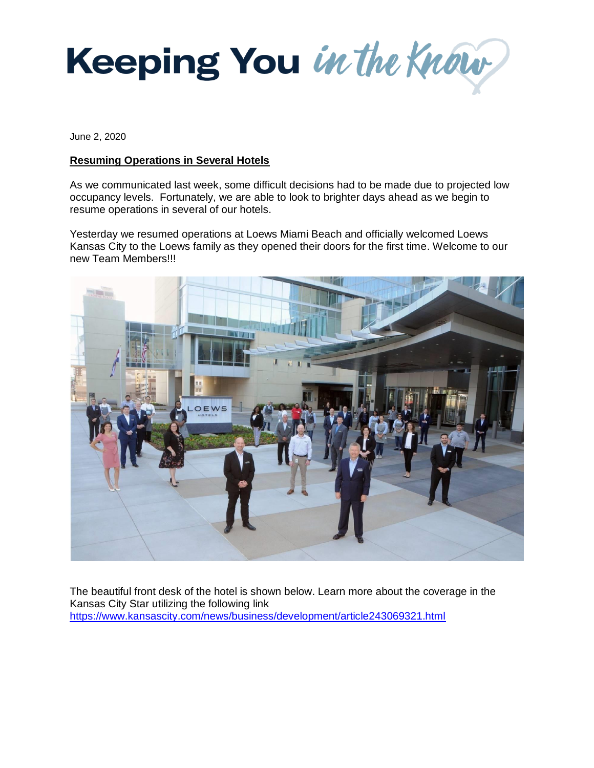# Keeping You *in the Know*

June 2, 2020

**Resuming Operations in Several Hotels**

As we communicated last week, some difficult decisions had to be made due to projected low occupancy levels. Fortunately, we are able to look to brighter days ahead as we begin to resume operations in several of our hotels.

Yesterday we resumed operations at Loews Miami Beach and officially welcomed Loews Kansas City to the Loews family as they opened their doors for the first time. Welcome to our new Team Members!!!

The beautiful front desk of the hotel is shown below. Learn more about the coverage in the Kansas City Star utilizing the following link https://www.kansascity.com/news/business/development/article243069321.html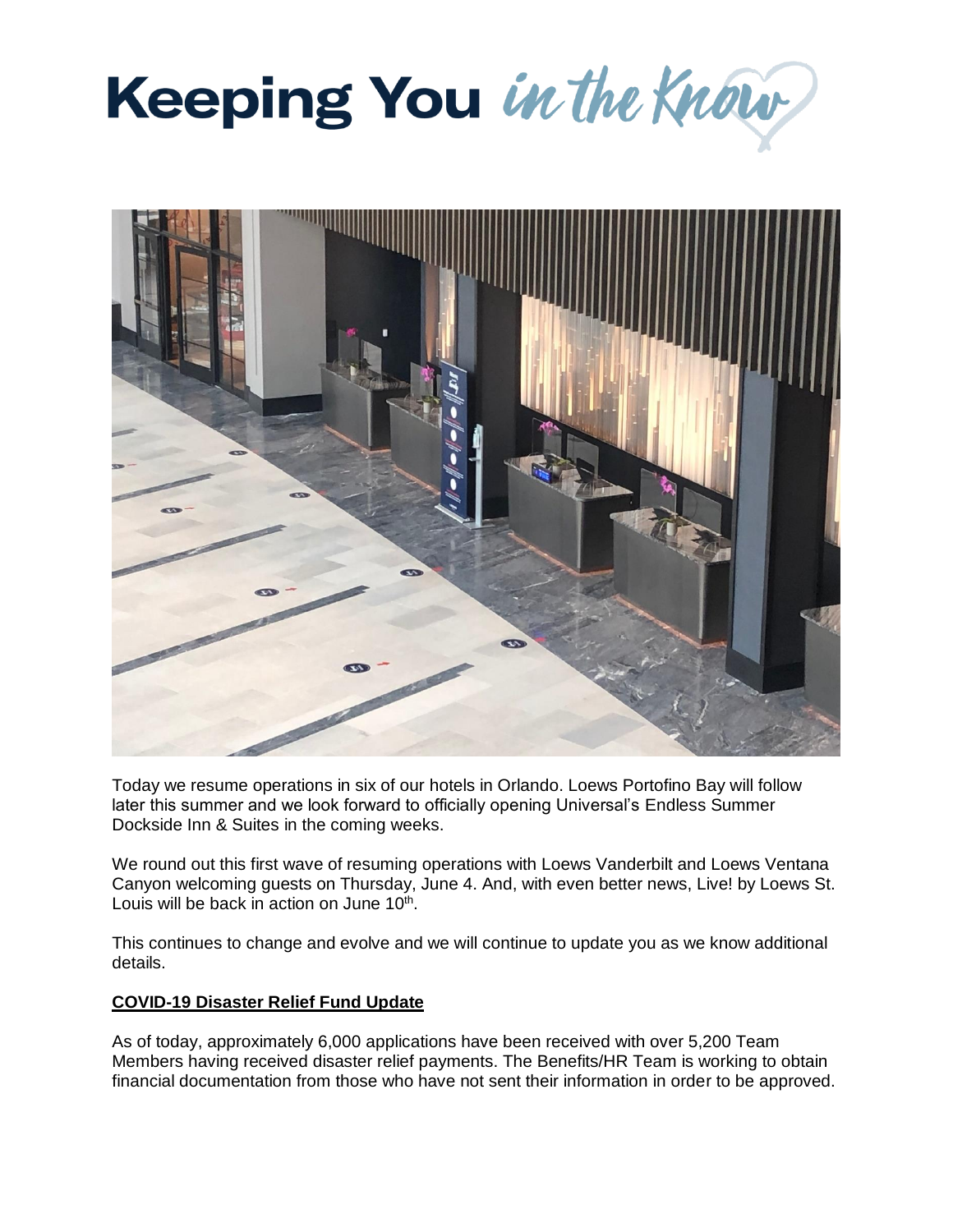# Keeping You *in the Know*

Today we resume operations in six of our hotels in Orlando. Loews Portofino Bay will follow later this summer and we look forward to officially opening Universal's Endless Summer Dockside Inn & Suites in the coming weeks.

We round out this first wave of resuming operations with Loews Vanderbilt and Loews Ventana Canyon welcoming guests on Thursday, June 4. And, with even better news, Live! by Loews St. Louis will be back in action on June 10th.

This continues to change and evolve and we will continue to update you as we know additional details.

**COVID-19 Disaster Relief Fund Update**

As of today, approximately 6,000 applications have been received with over 5,200 Team Members having received disaster relief payments. The Benefits/HR Team is working to obtain financial documentation from those who have not sent their information in order to be approved.